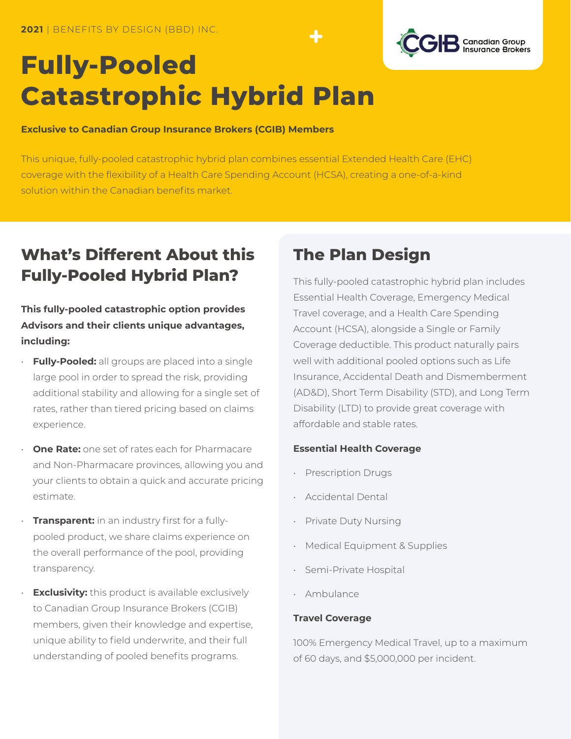**2021** | BENEFITS BY DESIGN (BBD) INC.

# Fully-Pooled Catastrophic Hybrid Plan

**Exclusive to Canadian Group Insurance Brokers (CGIB) Members**

This unique, fully-pooled catastrophic hybrid plan combines essential Extended Health Care (EHC) coverage with the flexibility of a Health Care Spending Account (HCSA), creating a one-of-a-kind solution within the Canadian benefits market.

## What's Different About this Fully-Pooled Hybrid Plan?

**This fully-pooled catastrophic option provides Advisors and their clients unique advantages, including:**

- **Fully-Pooled:** all groups are placed into a single large pool in order to spread the risk, providing additional stability and allowing for a single set of rates, rather than tiered pricing based on claims experience.
- **One Rate:** one set of rates each for Pharmacare and Non-Pharmacare provinces, allowing you and your clients to obtain a quick and accurate pricing estimate.
- **Transparent:** in an industry first for a fully-pooled product, we share claims experience on the overall performance of the pool, providing transparency.
- **Exclusivity:** this product is available exclusively to Canadian Group Insurance Brokers (CGIB) members, given their knowledge and expertise, unique ability to field underwrite, and their full understanding of pooled benefits programs.

## The Plan Design

This fully-pooled catastrophic hybrid plan includes Essential Health Coverage, Emergency Medical Travel coverage, and a Health Care Spending Account (HCSA), alongside a Single or Family Coverage deductible. This product naturally pairs well with additional pooled options such as Life Insurance, Accidental Death and Dismemberment (AD&D), Short Term Disability (STD), and Long Term Disability (LTD) to provide great coverage with affordable and stable rates.

**Essential Health Coverage**

- Prescription Drugs
- Accidental Dental
- Private Duty Nursing
- Medical Equipment & Supplies
- Semi-Private Hospital
- Ambulance

**Travel Coverage**

100% Emergency Medical Travel, up to a maximum of 60 days, and $5,000,000 per incident.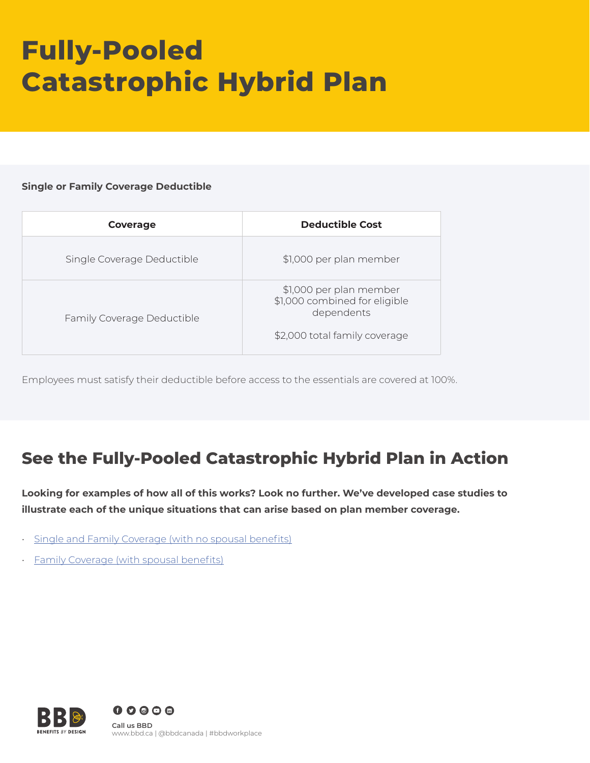# Fully-Pooled Catastrophic Hybrid Plan

**Single or Family Coverage Deductible**

| Coverage | Deductible Cost |
|---|---|
| Single Coverage Deductible | $1,000 per plan member |
| Family Coverage Deductible | $1,000 per plan member<br>$1,000 combined for eligible dependents<br><br>$2,000 total family coverage |

Employees must satisfy their deductible before access to the essentials are covered at 100%.

## See the Fully-Pooled Catastrophic Hybrid Plan in Action

**Looking for examples of how all of this works? Look no further. We've developed case studies to illustrate each of the unique situations that can arise based on plan member coverage.**

- Single and Family Coverage (with no spousal benefits)
- Family Coverage (with spousal benefits)

BBD BENEFITS BY DESIGN

Call us BBD
www.bbd.ca | @bbdcanada | #bbdworkplace